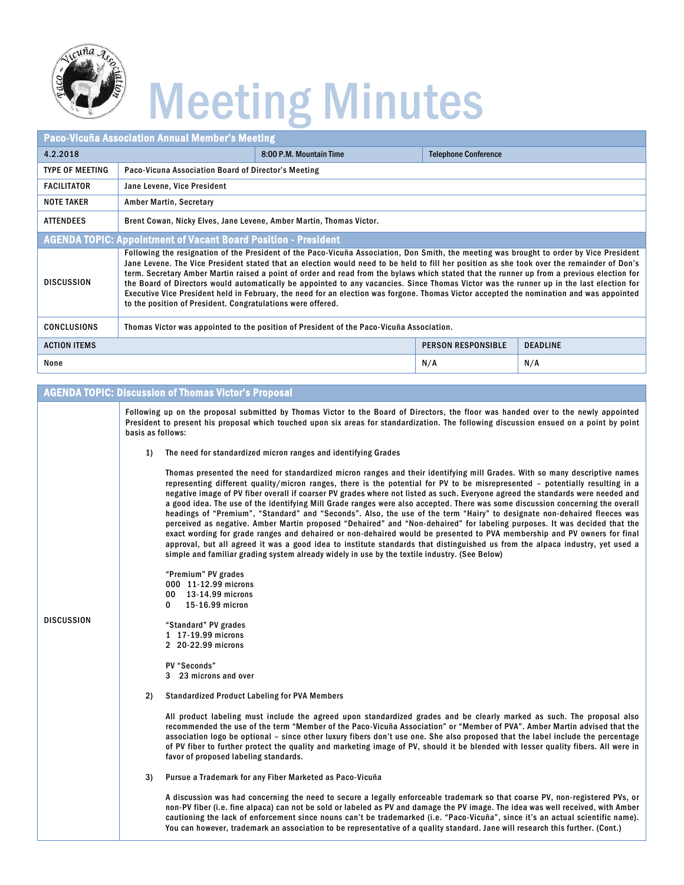# Meeting Minutes

| Paco-Vicuña Association Annual Member's Meeting | | | |
|---|---|---|---|
| 4.2.2018 | 8:00 P.M. Mountain Time | Telephone Conference | |
| TYPE OF MEETING | Paco-Vicuna Association Board of Director's Meeting | | |
| FACILITATOR | Jane Levene, Vice President | | |
| NOTE TAKER | Amber Martin, Secretary | | |
| ATTENDEES | Brent Cowan, Nicky Elves, Jane Levene, Amber Martin, Thomas Victor. | | |

## AGENDA TOPIC: Appointment of Vacant Board Position - President

| | | | |
|---|---|---|---|
| DISCUSSION | Following the resignation of the President of the Paco-Vicuña Association, Don Smith, the meeting was brought to order by Vice President Jane Levene. The Vice President stated that an election would need to be held to fill her position as she took over the remainder of Don's term. Secretary Amber Martin raised a point of order and read from the bylaws which stated that the runner up from a previous election for the Board of Directors would automatically be appointed to any vacancies. Since Thomas Victor was the runner up in the last election for Executive Vice President held in February, the need for an election was forgone. Thomas Victor accepted the nomination and was appointed to the position of President. Congratulations were offered. | | |
| CONCLUSIONS | Thomas Victor was appointed to the position of President of the Paco-Vicuña Association. | | |
| ACTION ITEMS | | PERSON RESPONSIBLE | DEADLINE |
| None | | N/A | N/A |

## AGENDA TOPIC: Discussion of Thomas Victor's Proposal

**DISCUSSION**

Following up on the proposal submitted by Thomas Victor to the Board of Directors, the floor was handed over to the newly appointed President to present his proposal which touched upon six areas for standardization. The following discussion ensued on a point by point basis as follows:

1) The need for standardized micron ranges and identifying Grades

   Thomas presented the need for standardized micron ranges and their identifying mill Grades. With so many descriptive names representing different quality/micron ranges, there is the potential for PV to be misrepresented – potentially resulting in a negative image of PV fiber overall if coarser PV grades where not listed as such. Everyone agreed the standards were needed and a good idea. The use of the identifying Mill Grade ranges were also accepted. There was some discussion concerning the overall headings of "Premium", "Standard" and "Seconds". Also, the use of the term "Hairy" to designate non-dehaired fleeces was perceived as negative. Amber Martin proposed "Dehaired" and "Non-dehaired" for labeling purposes. It was decided that the exact wording for grade ranges and dehaired or non-dehaired would be presented to PVA membership and PV owners for final approval, but all agreed it was a good idea to institute standards that distinguished us from the alpaca industry, yet used a simple and familiar grading system already widely in use by the textile industry. (See Below)

   "Premium" PV grades
   000 11-12.99 microns
   00 13-14.99 microns
   0 15-16.99 micron

   "Standard" PV grades
   1 17-19.99 microns
   2 20-22.99 microns

   PV "Seconds"
   3 23 microns and over

2) Standardized Product Labeling for PVA Members

   All product labeling must include the agreed upon standardized grades and be clearly marked as such. The proposal also recommended the use of the term "Member of the Paco-Vicuña Association" or "Member of PVA". Amber Martin advised that the association logo be optional – since other luxury fibers don't use one. She also proposed that the label include the percentage of PV fiber to further protect the quality and marketing image of PV, should it be blended with lesser quality fibers. All were in favor of proposed labeling standards.

3) Pursue a Trademark for any Fiber Marketed as Paco-Vicuña

   A discussion was had concerning the need to secure a legally enforceable trademark so that coarse PV, non-registered PVs, or non-PV fiber (i.e. fine alpaca) can not be sold or labeled as PV and damage the PV image. The idea was well received, with Amber cautioning the lack of enforcement since nouns can't be trademarked (i.e. "Paco-Vicuña", since it's an actual scientific name). You can however, trademark an association to be representative of a quality standard. Jane will research this further. (Cont.)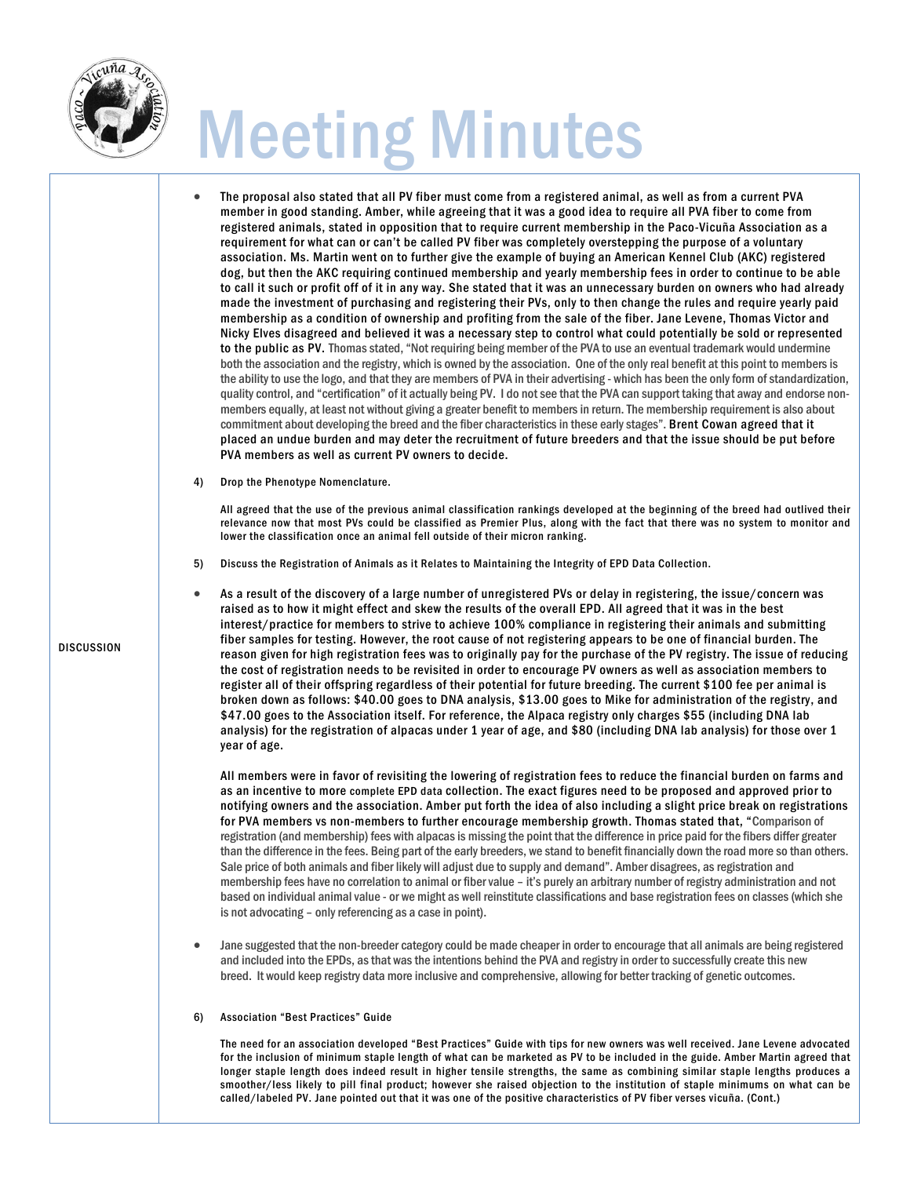# Meeting Minutes

DISCUSSION

- The proposal also stated that all PV fiber must come from a registered animal, as well as from a current PVA member in good standing. Amber, while agreeing that it was a good idea to require all PVA fiber to come from registered animals, stated in opposition that to require current membership in the Paco-Vicuña Association as a requirement for what can or can't be called PV fiber was completely overstepping the purpose of a voluntary association. Ms. Martin went on to further give the example of buying an American Kennel Club (AKC) registered dog, but then the AKC requiring continued membership and yearly membership fees in order to continue to be able to call it such or profit off of it in any way. She stated that it was an unnecessary burden on owners who had already made the investment of purchasing and registering their PVs, only to then change the rules and require yearly paid membership as a condition of ownership and profiting from the sale of the fiber. Jane Levene, Thomas Victor and Nicky Elves disagreed and believed it was a necessary step to control what could potentially be sold or represented to the public as PV. Thomas stated, "Not requiring being member of the PVA to use an eventual trademark would undermine both the association and the registry, which is owned by the association. One of the only real benefit at this point to members is the ability to use the logo, and that they are members of PVA in their advertising - which has been the only form of standardization, quality control, and "certification" of it actually being PV. I do not see that the PVA can support taking that away and endorse non-members equally, at least not without giving a greater benefit to members in return. The membership requirement is also about commitment about developing the breed and the fiber characteristics in these early stages". Brent Cowan agreed that it placed an undue burden and may deter the recruitment of future breeders and that the issue should be put before PVA members as well as current PV owners to decide.

4) Drop the Phenotype Nomenclature.

   All agreed that the use of the previous animal classification rankings developed at the beginning of the breed had outlived their relevance now that most PVs could be classified as Premier Plus, along with the fact that there was no system to monitor and lower the classification once an animal fell outside of their micron ranking.

5) Discuss the Registration of Animals as it Relates to Maintaining the Integrity of EPD Data Collection.

- As a result of the discovery of a large number of unregistered PVs or delay in registering, the issue/concern was raised as to how it might effect and skew the results of the overall EPD. All agreed that it was in the best interest/practice for members to strive to achieve 100% compliance in registering their animals and submitting fiber samples for testing. However, the root cause of not registering appears to be one of financial burden. The reason given for high registration fees was to originally pay for the purchase of the PV registry. The issue of reducing the cost of registration needs to be revisited in order to encourage PV owners as well as association members to register all of their offspring regardless of their potential for future breeding. The current $100 fee per animal is broken down as follows: $40.00 goes to DNA analysis, $13.00 goes to Mike for administration of the registry, and $47.00 goes to the Association itself. For reference, the Alpaca registry only charges $55 (including DNA lab analysis) for the registration of alpacas under 1 year of age, and $80 (including DNA lab analysis) for those over 1 year of age.

  All members were in favor of revisiting the lowering of registration fees to reduce the financial burden on farms and as an incentive to more complete EPD data collection. The exact figures need to be proposed and approved prior to notifying owners and the association. Amber put forth the idea of also including a slight price break on registrations for PVA members vs non-members to further encourage membership growth. Thomas stated that, "Comparison of registration (and membership) fees with alpacas is missing the point that the difference in price paid for the fibers differ greater than the difference in the fees. Being part of the early breeders, we stand to benefit financially down the road more so than others. Sale price of both animals and fiber likely will adjust due to supply and demand". Amber disagrees, as registration and membership fees have no correlation to animal or fiber value – it's purely an arbitrary number of registry administration and not based on individual animal value - or we might as well reinstitute classifications and base registration fees on classes (which she is not advocating – only referencing as a case in point).

- Jane suggested that the non-breeder category could be made cheaper in order to encourage that all animals are being registered and included into the EPDs, as that was the intentions behind the PVA and registry in order to successfully create this new breed. It would keep registry data more inclusive and comprehensive, allowing for better tracking of genetic outcomes.

6) Association "Best Practices" Guide

   The need for an association developed "Best Practices" Guide with tips for new owners was well received. Jane Levene advocated for the inclusion of minimum staple length of what can be marketed as PV to be included in the guide. Amber Martin agreed that longer staple length does indeed result in higher tensile strengths, the same as combining similar staple lengths produces a smoother/less likely to pill final product; however she raised objection to the institution of staple minimums on what can be called/labeled PV. Jane pointed out that it was one of the positive characteristics of PV fiber verses vicuña. (Cont.)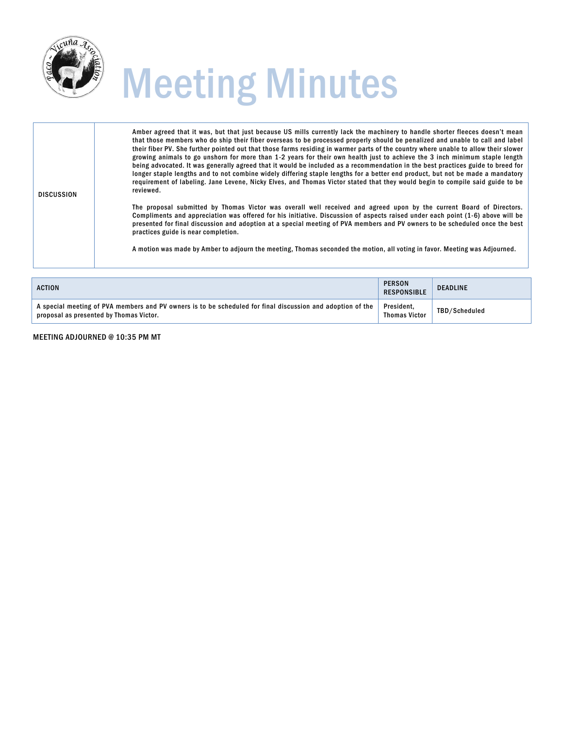# Meeting Minutes

| | |
|---|---|
| DISCUSSION | Amber agreed that it was, but that just because US mills currently lack the machinery to handle shorter fleeces doesn't mean that those members who do ship their fiber overseas to be processed properly should be penalized and unable to call and label their fiber PV. She further pointed out that those farms residing in warmer parts of the country where unable to allow their slower growing animals to go unshorn for more than 1-2 years for their own health just to achieve the 3 inch minimum staple length being advocated. It was generally agreed that it would be included as a recommendation in the best practices guide to breed for longer staple lengths and to not combine widely differing staple lengths for a better end product, but not be made a mandatory requirement of labeling. Jane Levene, Nicky Elves, and Thomas Victor stated that they would begin to compile said guide to be reviewed.<br><br>The proposal submitted by Thomas Victor was overall well received and agreed upon by the current Board of Directors. Compliments and appreciation was offered for his initiative. Discussion of aspects raised under each point (1-6) above will be presented for final discussion and adoption at a special meeting of PVA members and PV owners to be scheduled once the best practices guide is near completion.<br><br>A motion was made by Amber to adjourn the meeting, Thomas seconded the motion, all voting in favor. Meeting was Adjourned. |

| ACTION | PERSON RESPONSIBLE | DEADLINE |
|---|---|---|
| A special meeting of PVA members and PV owners is to be scheduled for final discussion and adoption of the proposal as presented by Thomas Victor. | President, Thomas Victor | TBD/Scheduled |

MEETING ADJOURNED @ 10:35 PM MT